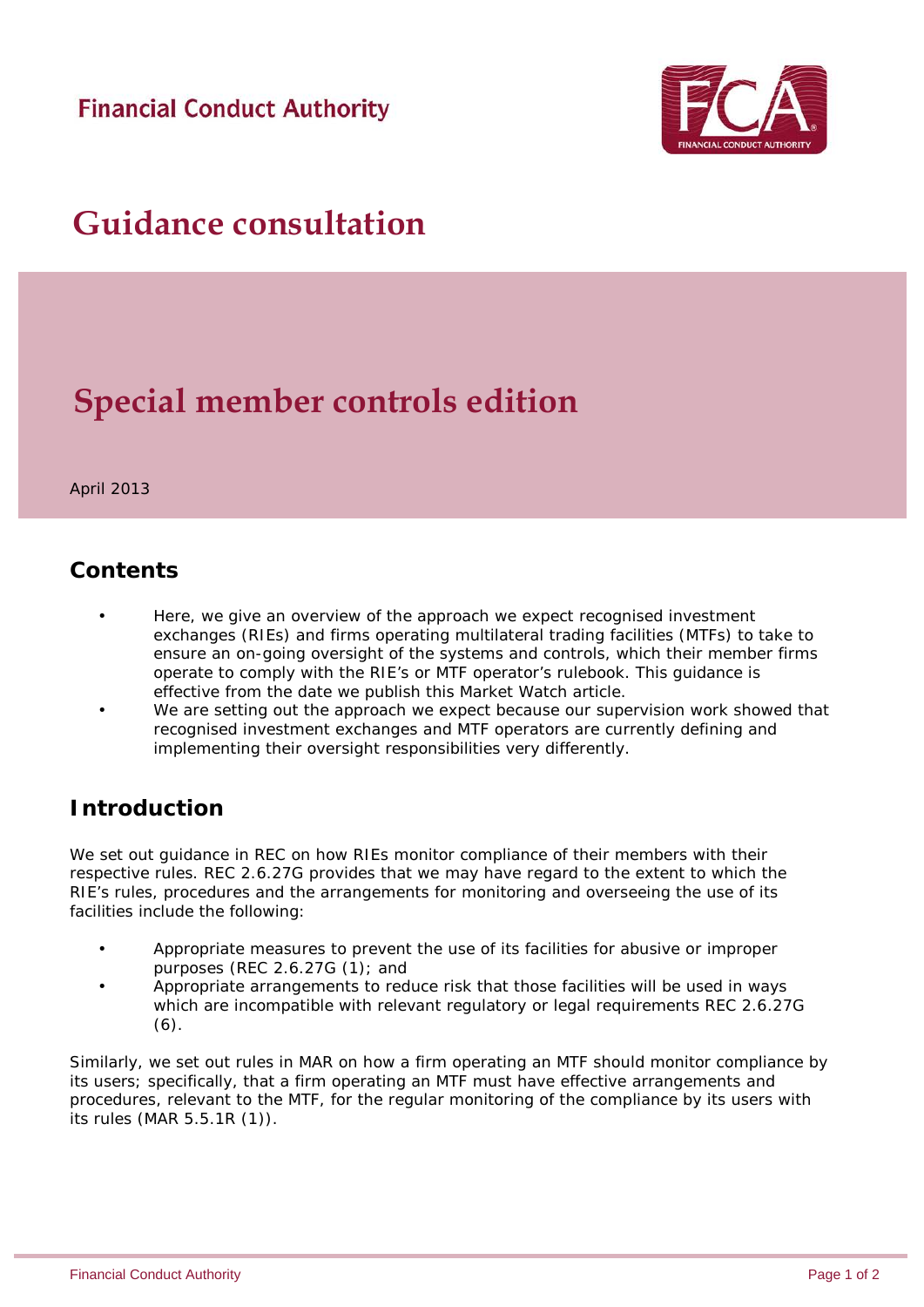Financial Conduct Authority

# Guidance consultation

# Special member controls edition

April 2013

## Contents

- Here, we give an overview of the approach we expect recognised investment exchanges (RIEs) and firms operating multilateral trading facilities (MTFs) to take to ensure an on-going oversight of the systems and controls, which their member firms operate to comply with the RIE's or MTF operator's rulebook. This guidance is effective from the date we publish this Market Watch article.
- We are setting out the approach we expect because our supervision work showed that recognised investment exchanges and MTF operators are currently defining and implementing their oversight responsibilities very differently.

## Introduction

We set out guidance in REC on how RIEs monitor compliance of their members with their respective rules. REC 2.6.27G provides that we may have regard to the extent to which the RIE's rules, procedures and the arrangements for monitoring and overseeing the use of its facilities include the following:

- Appropriate measures to prevent the use of its facilities for abusive or improper purposes (REC 2.6.27G (1); and
- Appropriate arrangements to reduce risk that those facilities will be used in ways which are incompatible with relevant regulatory or legal requirements REC 2.6.27G (6).

Similarly, we set out rules in MAR on how a firm operating an MTF should monitor compliance by its users; specifically, that a firm operating an MTF must have effective arrangements and procedures, relevant to the MTF, for the regular monitoring of the compliance by its users with its rules (MAR 5.5.1R (1)).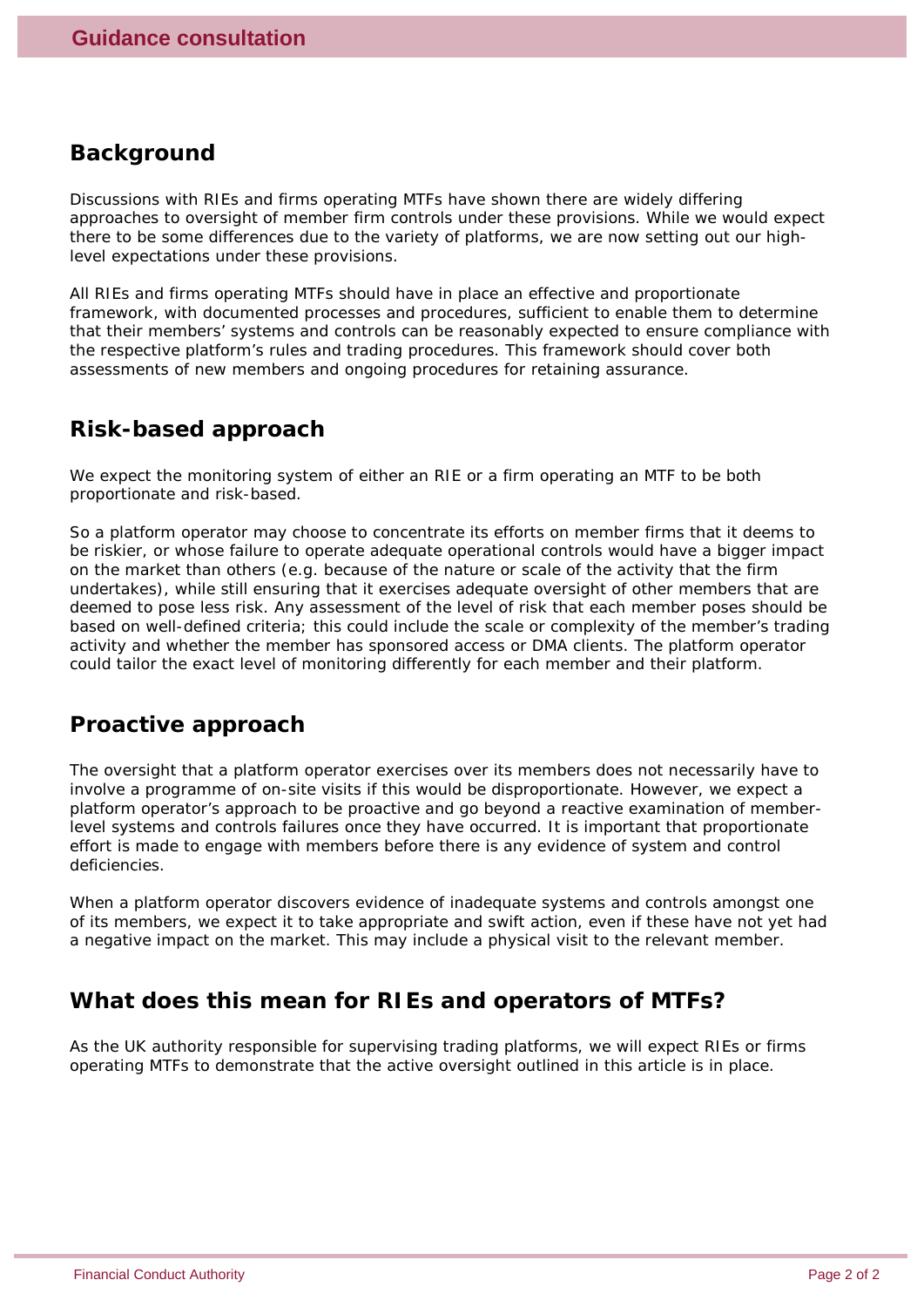## Background

Discussions with RIEs and firms operating MTFs have shown there are widely differing approaches to oversight of member firm controls under these provisions. While we would expect there to be some differences due to the variety of platforms, we are now setting out our high-level expectations under these provisions.

All RIEs and firms operating MTFs should have in place an effective and proportionate framework, with documented processes and procedures, sufficient to enable them to determine that their members' systems and controls can be reasonably expected to ensure compliance with the respective platform's rules and trading procedures. This framework should cover both assessments of new members and ongoing procedures for retaining assurance.

## Risk-based approach

We expect the monitoring system of either an RIE or a firm operating an MTF to be both proportionate and risk-based.

So a platform operator may choose to concentrate its efforts on member firms that it deems to be riskier, or whose failure to operate adequate operational controls would have a bigger impact on the market than others (e.g. because of the nature or scale of the activity that the firm undertakes), while still ensuring that it exercises adequate oversight of other members that are deemed to pose less risk. Any assessment of the level of risk that each member poses should be based on well-defined criteria; this could include the scale or complexity of the member's trading activity and whether the member has sponsored access or DMA clients. The platform operator could tailor the exact level of monitoring differently for each member and their platform.

## Proactive approach

The oversight that a platform operator exercises over its members does not necessarily have to involve a programme of on-site visits if this would be disproportionate. However, we expect a platform operator's approach to be proactive and go beyond a reactive examination of member-level systems and controls failures once they have occurred. It is important that proportionate effort is made to engage with members before there is any evidence of system and control deficiencies.

When a platform operator discovers evidence of inadequate systems and controls amongst one of its members, we expect it to take appropriate and swift action, even if these have not yet had a negative impact on the market. This may include a physical visit to the relevant member.

## What does this mean for RIEs and operators of MTFs?

As the UK authority responsible for supervising trading platforms, we will expect RIEs or firms operating MTFs to demonstrate that the active oversight outlined in this article is in place.